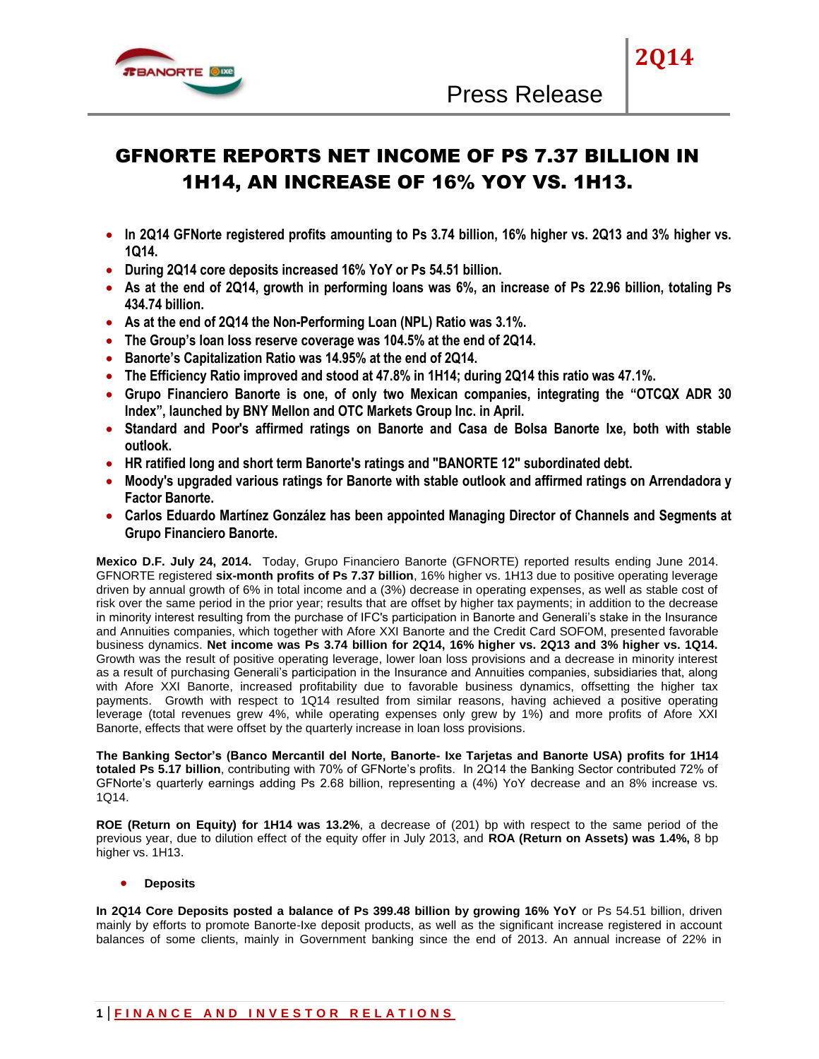# GFNORTE REPORTS NET INCOME OF PS 7.37 BILLION IN 1H14, AN INCREASE OF 16% YOY VS. 1H13.

- **In 2Q14 GFNorte registered profits amounting to Ps 3.74 billion, 16% higher vs. 2Q13 and 3% higher vs. 1Q14.**
- **During 2Q14 core deposits increased 16% YoY or Ps 54.51 billion.**
- **As at the end of 2Q14, growth in performing loans was 6%, an increase of Ps 22.96 billion, totaling Ps 434.74 billion.**
- **As at the end of 2Q14 the Non-Performing Loan (NPL) Ratio was 3.1%.**
- **The Group's loan loss reserve coverage was 104.5% at the end of 2Q14.**
- **Banorte's Capitalization Ratio was 14.95% at the end of 2Q14.**
- **The Efficiency Ratio improved and stood at 47.8% in 1H14; during 2Q14 this ratio was 47.1%.**
- **Grupo Financiero Banorte is one, of only two Mexican companies, integrating the "OTCQX ADR 30 Index", launched by BNY Mellon and OTC Markets Group Inc. in April.**
- **Standard and Poor's affirmed ratings on Banorte and Casa de Bolsa Banorte Ixe, both with stable outlook.**
- **HR ratified long and short term Banorte's ratings and "BANORTE 12" subordinated debt.**
- **Moody's upgraded various ratings for Banorte with stable outlook and affirmed ratings on Arrendadora y Factor Banorte.**
- **Carlos Eduardo Martínez González has been appointed Managing Director of Channels and Segments at Grupo Financiero Banorte.**

**Mexico D.F. July 24, 2014.** Today, Grupo Financiero Banorte (GFNORTE) reported results ending June 2014. GFNORTE registered **six-month profits of Ps 7.37 billion**, 16% higher vs. 1H13 due to positive operating leverage driven by annual growth of 6% in total income and a (3%) decrease in operating expenses, as well as stable cost of risk over the same period in the prior year; results that are offset by higher tax payments; in addition to the decrease in minority interest resulting from the purchase of IFC's participation in Banorte and Generali's stake in the Insurance and Annuities companies, which together with Afore XXI Banorte and the Credit Card SOFOM, presented favorable business dynamics. **Net income was Ps 3.74 billion for 2Q14, 16% higher vs. 2Q13 and 3% higher vs. 1Q14.** Growth was the result of positive operating leverage, lower loan loss provisions and a decrease in minority interest as a result of purchasing Generali's participation in the Insurance and Annuities companies, subsidiaries that, along with Afore XXI Banorte, increased profitability due to favorable business dynamics, offsetting the higher tax payments. Growth with respect to 1Q14 resulted from similar reasons, having achieved a positive operating leverage (total revenues grew 4%, while operating expenses only grew by 1%) and more profits of Afore XXI Banorte, effects that were offset by the quarterly increase in loan loss provisions.

**The Banking Sector's (Banco Mercantil del Norte, Banorte- Ixe Tarjetas and Banorte USA) profits for 1H14 totaled Ps 5.17 billion**, contributing with 70% of GFNorte's profits. In 2Q14 the Banking Sector contributed 72% of GFNorte's quarterly earnings adding Ps 2.68 billion, representing a (4%) YoY decrease and an 8% increase vs. 1Q14.

**ROE (Return on Equity) for 1H14 was 13.2%**, a decrease of (201) bp with respect to the same period of the previous year, due to dilution effect of the equity offer in July 2013, and **ROA (Return on Assets) was 1.4%,** 8 bp higher vs. 1H13.

- **Deposits**

**In 2Q14 Core Deposits posted a balance of Ps 399.48 billion by growing 16% YoY** or Ps 54.51 billion, driven mainly by efforts to promote Banorte-Ixe deposit products, as well as the significant increase registered in account balances of some clients, mainly in Government banking since the end of 2013. An annual increase of 22% in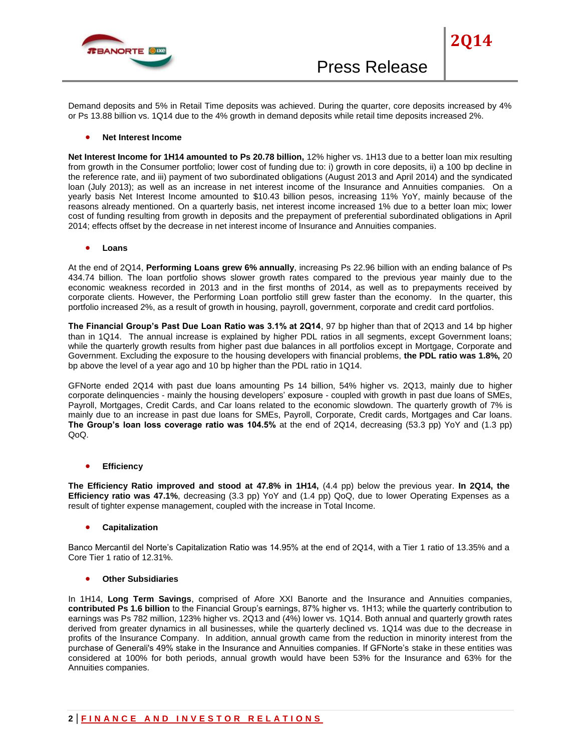Demand deposits and 5% in Retail Time deposits was achieved. During the quarter, core deposits increased by 4% or Ps 13.88 billion vs. 1Q14 due to the 4% growth in demand deposits while retail time deposits increased 2%.

- **Net Interest Income**

**Net Interest Income for 1H14 amounted to Ps 20.78 billion,** 12% higher vs. 1H13 due to a better loan mix resulting from growth in the Consumer portfolio; lower cost of funding due to: i) growth in core deposits, ii) a 100 bp decline in the reference rate, and iii) payment of two subordinated obligations (August 2013 and April 2014) and the syndicated loan (July 2013); as well as an increase in net interest income of the Insurance and Annuities companies. On a yearly basis Net Interest Income amounted to $10.43 billion pesos, increasing 11% YoY, mainly because of the reasons already mentioned. On a quarterly basis, net interest income increased 1% due to a better loan mix; lower cost of funding resulting from growth in deposits and the prepayment of preferential subordinated obligations in April 2014; effects offset by the decrease in net interest income of Insurance and Annuities companies.

- **Loans**

At the end of 2Q14, **Performing Loans grew 6% annually**, increasing Ps 22.96 billion with an ending balance of Ps 434.74 billion. The loan portfolio shows slower growth rates compared to the previous year mainly due to the economic weakness recorded in 2013 and in the first months of 2014, as well as to prepayments received by corporate clients. However, the Performing Loan portfolio still grew faster than the economy. In the quarter, this portfolio increased 2%, as a result of growth in housing, payroll, government, corporate and credit card portfolios.

**The Financial Group's Past Due Loan Ratio was 3.1% at 2Q14**, 97 bp higher than that of 2Q13 and 14 bp higher than in 1Q14. The annual increase is explained by higher PDL ratios in all segments, except Government loans; while the quarterly growth results from higher past due balances in all portfolios except in Mortgage, Corporate and Government. Excluding the exposure to the housing developers with financial problems, **the PDL ratio was 1.8%,** 20 bp above the level of a year ago and 10 bp higher than the PDL ratio in 1Q14.

GFNorte ended 2Q14 with past due loans amounting Ps 14 billion, 54% higher vs. 2Q13, mainly due to higher corporate delinquencies - mainly the housing developers' exposure - coupled with growth in past due loans of SMEs, Payroll, Mortgages, Credit Cards, and Car loans related to the economic slowdown. The quarterly growth of 7% is mainly due to an increase in past due loans for SMEs, Payroll, Corporate, Credit cards, Mortgages and Car loans. **The Group's loan loss coverage ratio was 104.5%** at the end of 2Q14, decreasing (53.3 pp) YoY and (1.3 pp) QoQ.

- **Efficiency**

**The Efficiency Ratio improved and stood at 47.8% in 1H14,** (4.4 pp) below the previous year. **In 2Q14, the Efficiency ratio was 47.1%**, decreasing (3.3 pp) YoY and (1.4 pp) QoQ, due to lower Operating Expenses as a result of tighter expense management, coupled with the increase in Total Income.

- **Capitalization**

Banco Mercantil del Norte's Capitalization Ratio was 14.95% at the end of 2Q14, with a Tier 1 ratio of 13.35% and a Core Tier 1 ratio of 12.31%.

- **Other Subsidiaries**

In 1H14, **Long Term Savings**, comprised of Afore XXI Banorte and the Insurance and Annuities companies, **contributed Ps 1.6 billion** to the Financial Group's earnings, 87% higher vs. 1H13; while the quarterly contribution to earnings was Ps 782 million, 123% higher vs. 2Q13 and (4%) lower vs. 1Q14. Both annual and quarterly growth rates derived from greater dynamics in all businesses, while the quarterly declined vs. 1Q14 was due to the decrease in profits of the Insurance Company. In addition, annual growth came from the reduction in minority interest from the purchase of Generali's 49% stake in the Insurance and Annuities companies. If GFNorte's stake in these entities was considered at 100% for both periods, annual growth would have been 53% for the Insurance and 63% for the Annuities companies.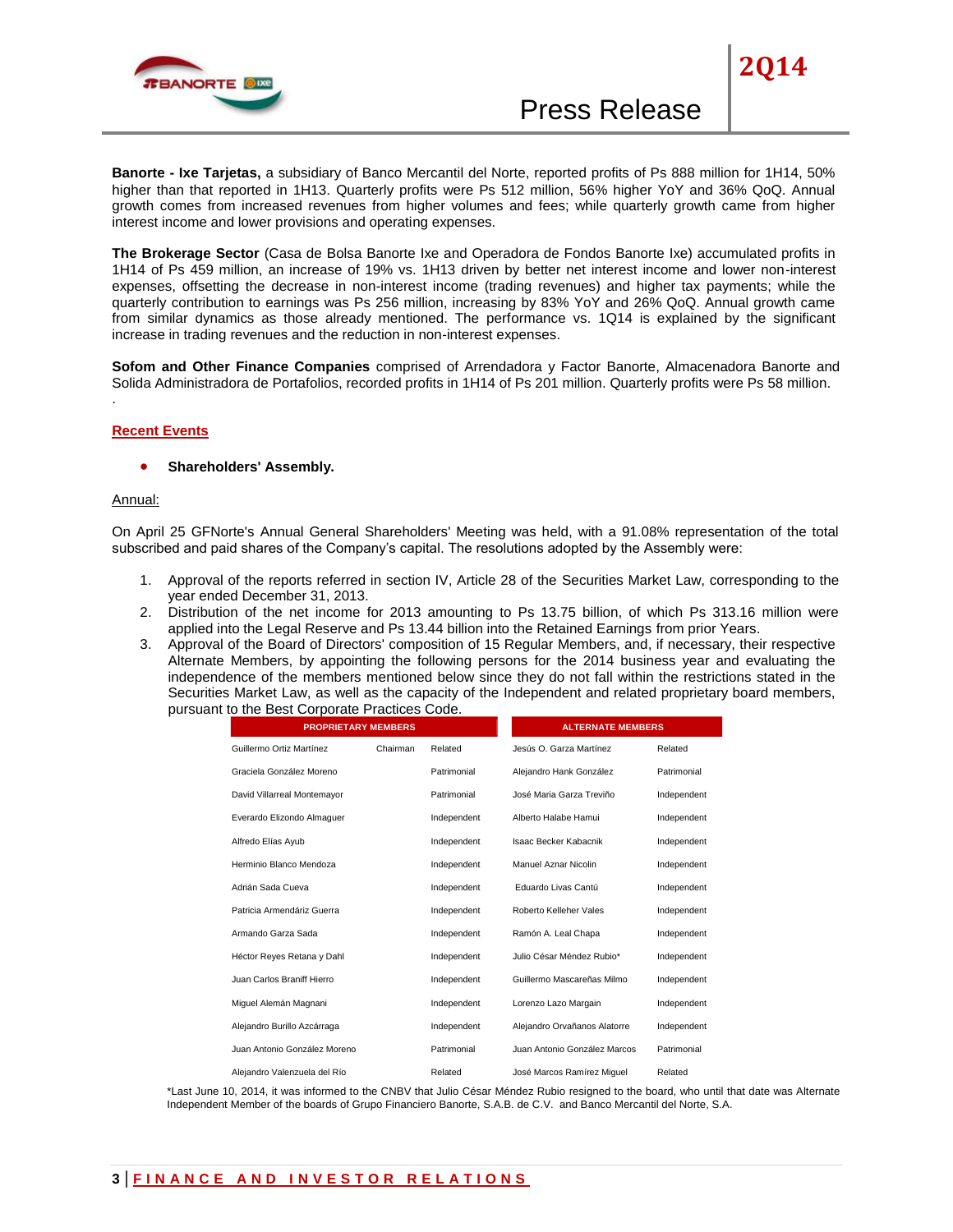**Banorte - Ixe Tarjetas,** a subsidiary of Banco Mercantil del Norte, reported profits of Ps 888 million for 1H14, 50% higher than that reported in 1H13. Quarterly profits were Ps 512 million, 56% higher YoY and 36% QoQ. Annual growth comes from increased revenues from higher volumes and fees; while quarterly growth came from higher interest income and lower provisions and operating expenses.

**The Brokerage Sector** (Casa de Bolsa Banorte Ixe and Operadora de Fondos Banorte Ixe) accumulated profits in 1H14 of Ps 459 million, an increase of 19% vs. 1H13 driven by better net interest income and lower non-interest expenses, offsetting the decrease in non-interest income (trading revenues) and higher tax payments; while the quarterly contribution to earnings was Ps 256 million, increasing by 83% YoY and 26% QoQ. Annual growth came from similar dynamics as those already mentioned. The performance vs. 1Q14 is explained by the significant increase in trading revenues and the reduction in non-interest expenses.

**Sofom and Other Finance Companies** comprised of Arrendadora y Factor Banorte, Almacenadora Banorte and Solida Administradora de Portafolios, recorded profits in 1H14 of Ps 201 million. Quarterly profits were Ps 58 million.

.

## Recent Events

- **Shareholders' Assembly.**

Annual:

On April 25 GFNorte's Annual General Shareholders' Meeting was held, with a 91.08% representation of the total subscribed and paid shares of the Company's capital. The resolutions adopted by the Assembly were:

1. Approval of the reports referred in section IV, Article 28 of the Securities Market Law, corresponding to the year ended December 31, 2013.
2. Distribution of the net income for 2013 amounting to Ps 13.75 billion, of which Ps 313.16 million were applied into the Legal Reserve and Ps 13.44 billion into the Retained Earnings from prior Years.
3. Approval of the Board of Directors' composition of 15 Regular Members, and, if necessary, their respective Alternate Members, by appointing the following persons for the 2014 business year and evaluating the independence of the members mentioned below since they do not fall within the restrictions stated in the Securities Market Law, as well as the capacity of the Independent and related proprietary board members, pursuant to the Best Corporate Practices Code.

| PROPRIETARY MEMBERS | | | ALTERNATE MEMBERS | |
|---|---|---|---|---|
| Guillermo Ortiz Martínez | Chairman | Related | Jesús O. Garza Martínez | Related |
| Graciela González Moreno | | Patrimonial | Alejandro Hank González | Patrimonial |
| David Villarreal Montemayor | | Patrimonial | José Maria Garza Treviño | Independent |
| Everardo Elizondo Almaguer | | Independent | Alberto Halabe Hamui | Independent |
| Alfredo Elías Ayub | | Independent | Isaac Becker Kabacnik | Independent |
| Herminio Blanco Mendoza | | Independent | Manuel Aznar Nicolin | Independent |
| Adrián Sada Cueva | | Independent | Eduardo Livas Cantú | Independent |
| Patricia Armendáriz Guerra | | Independent | Roberto Kelleher Vales | Independent |
| Armando Garza Sada | | Independent | Ramón A. Leal Chapa | Independent |
| Héctor Reyes Retana y Dahl | | Independent | Julio César Méndez Rubio* | Independent |
| Juan Carlos Braniff Hierro | | Independent | Guillermo Mascareñas Milmo | Independent |
| Miguel Alemán Magnani | | Independent | Lorenzo Lazo Margain | Independent |
| Alejandro Burillo Azcárraga | | Independent | Alejandro Orvañanos Alatorre | Independent |
| Juan Antonio González Moreno | | Patrimonial | Juan Antonio González Marcos | Patrimonial |
| Alejandro Valenzuela del Río | | Related | José Marcos Ramírez Miguel | Related |

*Last June 10, 2014, it was informed to the CNBV that Julio César Méndez Rubio resigned to the board, who until that date was Alternate Independent Member of the boards of Grupo Financiero Banorte, S.A.B. de C.V. and Banco Mercantil del Norte, S.A.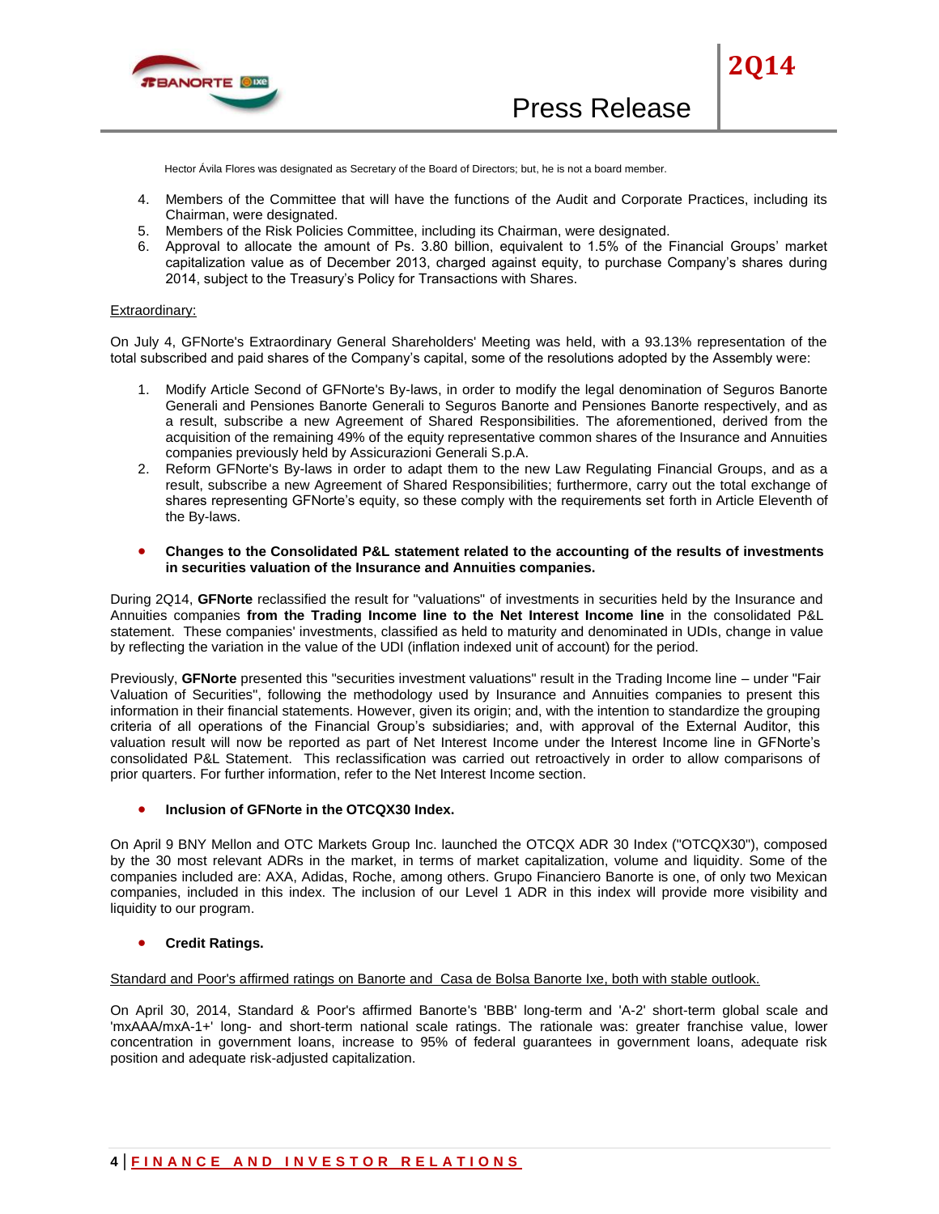Hector Ávila Flores was designated as Secretary of the Board of Directors; but, he is not a board member.

4. Members of the Committee that will have the functions of the Audit and Corporate Practices, including its Chairman, were designated.
5. Members of the Risk Policies Committee, including its Chairman, were designated.
6. Approval to allocate the amount of Ps. 3.80 billion, equivalent to 1.5% of the Financial Groups' market capitalization value as of December 2013, charged against equity, to purchase Company's shares during 2014, subject to the Treasury's Policy for Transactions with Shares.

Extraordinary:

On July 4, GFNorte's Extraordinary General Shareholders' Meeting was held, with a 93.13% representation of the total subscribed and paid shares of the Company's capital, some of the resolutions adopted by the Assembly were:

1. Modify Article Second of GFNorte's By-laws, in order to modify the legal denomination of Seguros Banorte Generali and Pensiones Banorte Generali to Seguros Banorte and Pensiones Banorte respectively, and as a result, subscribe a new Agreement of Shared Responsibilities. The aforementioned, derived from the acquisition of the remaining 49% of the equity representative common shares of the Insurance and Annuities companies previously held by Assicurazioni Generali S.p.A.
2. Reform GFNorte's By-laws in order to adapt them to the new Law Regulating Financial Groups, and as a result, subscribe a new Agreement of Shared Responsibilities; furthermore, carry out the total exchange of shares representing GFNorte's equity, so these comply with the requirements set forth in Article Eleventh of the By-laws.

- **Changes to the Consolidated P&L statement related to the accounting of the results of investments in securities valuation of the Insurance and Annuities companies.**

During 2Q14, **GFNorte** reclassified the result for "valuations" of investments in securities held by the Insurance and Annuities companies **from the Trading Income line to the Net Interest Income line** in the consolidated P&L statement. These companies' investments, classified as held to maturity and denominated in UDIs, change in value by reflecting the variation in the value of the UDI (inflation indexed unit of account) for the period.

Previously, **GFNorte** presented this "securities investment valuations" result in the Trading Income line – under "Fair Valuation of Securities", following the methodology used by Insurance and Annuities companies to present this information in their financial statements. However, given its origin; and, with the intention to standardize the grouping criteria of all operations of the Financial Group's subsidiaries; and, with approval of the External Auditor, this valuation result will now be reported as part of Net Interest Income under the Interest Income line in GFNorte's consolidated P&L Statement. This reclassification was carried out retroactively in order to allow comparisons of prior quarters. For further information, refer to the Net Interest Income section.

- **Inclusion of GFNorte in the OTCQX30 Index.**

On April 9 BNY Mellon and OTC Markets Group Inc. launched the OTCQX ADR 30 Index ("OTCQX30"), composed by the 30 most relevant ADRs in the market, in terms of market capitalization, volume and liquidity. Some of the companies included are: AXA, Adidas, Roche, among others. Grupo Financiero Banorte is one, of only two Mexican companies, included in this index. The inclusion of our Level 1 ADR in this index will provide more visibility and liquidity to our program.

- **Credit Ratings.**

Standard and Poor's affirmed ratings on Banorte and Casa de Bolsa Banorte Ixe, both with stable outlook.

On April 30, 2014, Standard & Poor's affirmed Banorte's 'BBB' long-term and 'A-2' short-term global scale and 'mxAAA/mxA-1+' long- and short-term national scale ratings. The rationale was: greater franchise value, lower concentration in government loans, increase to 95% of federal guarantees in government loans, adequate risk position and adequate risk-adjusted capitalization.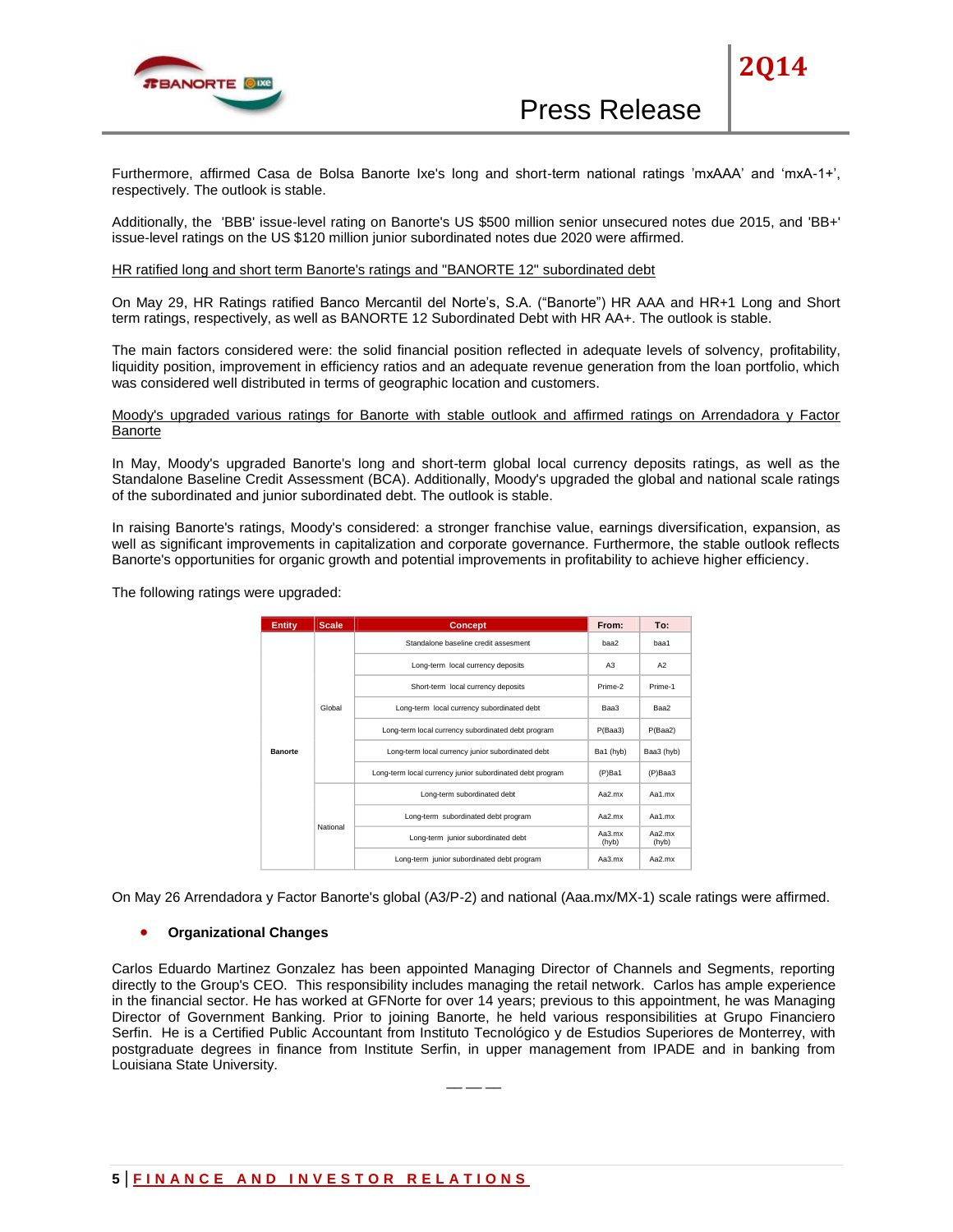Furthermore, affirmed Casa de Bolsa Banorte Ixe's long and short-term national ratings 'mxAAA' and 'mxA-1+', respectively. The outlook is stable.

Additionally, the 'BBB' issue-level rating on Banorte's US $500 million senior unsecured notes due 2015, and 'BB+' issue-level ratings on the US $120 million junior subordinated notes due 2020 were affirmed.

HR ratified long and short term Banorte's ratings and "BANORTE 12" subordinated debt

On May 29, HR Ratings ratified Banco Mercantil del Norte's, S.A. ("Banorte") HR AAA and HR+1 Long and Short term ratings, respectively, as well as BANORTE 12 Subordinated Debt with HR AA+. The outlook is stable.

The main factors considered were: the solid financial position reflected in adequate levels of solvency, profitability, liquidity position, improvement in efficiency ratios and an adequate revenue generation from the loan portfolio, which was considered well distributed in terms of geographic location and customers.

Moody's upgraded various ratings for Banorte with stable outlook and affirmed ratings on Arrendadora y Factor Banorte

In May, Moody's upgraded Banorte's long and short-term global local currency deposits ratings, as well as the Standalone Baseline Credit Assessment (BCA). Additionally, Moody's upgraded the global and national scale ratings of the subordinated and junior subordinated debt. The outlook is stable.

In raising Banorte's ratings, Moody's considered: a stronger franchise value, earnings diversification, expansion, as well as significant improvements in capitalization and corporate governance. Furthermore, the stable outlook reflects Banorte's opportunities for organic growth and potential improvements in profitability to achieve higher efficiency.

The following ratings were upgraded:

| Entity | Scale | Concept | From: | To: |
|---|---|---|---|---|
| Banorte | Global | Standalone baseline credit assesment | baa2 | baa1 |
| | | Long-term local currency deposits | A3 | A2 |
| | | Short-term local currency deposits | Prime-2 | Prime-1 |
| | | Long-term local currency subordinated debt | Baa3 | Baa2 |
| | | Long-term local currency subordinated debt program | P(Baa3) | P(Baa2) |
| | | Long-term local currency junior subordinated debt | Ba1 (hyb) | Baa3 (hyb) |
| | | Long-term local currency junior subordinated debt program | (P)Ba1 | (P)Baa3 |
| | National | Long-term subordinated debt | Aa2.mx | Aa1.mx |
| | | Long-term subordinated debt program | Aa2.mx | Aa1.mx |
| | | Long-term junior subordinated debt | Aa3.mx (hyb) | Aa2.mx (hyb) |
| | | Long-term junior subordinated debt program | Aa3.mx | Aa2.mx |

On May 26 Arrendadora y Factor Banorte's global (A3/P-2) and national (Aaa.mx/MX-1) scale ratings were affirmed.

- **Organizational Changes**

Carlos Eduardo Martinez Gonzalez has been appointed Managing Director of Channels and Segments, reporting directly to the Group's CEO. This responsibility includes managing the retail network. Carlos has ample experience in the financial sector. He has worked at GFNorte for over 14 years; previous to this appointment, he was Managing Director of Government Banking. Prior to joining Banorte, he held various responsibilities at Grupo Financiero Serfin. He is a Certified Public Accountant from Instituto Tecnológico y de Estudios Superiores de Monterrey, with postgraduate degrees in finance from Institute Serfin, in upper management from IPADE and in banking from Louisiana State University.

— — —